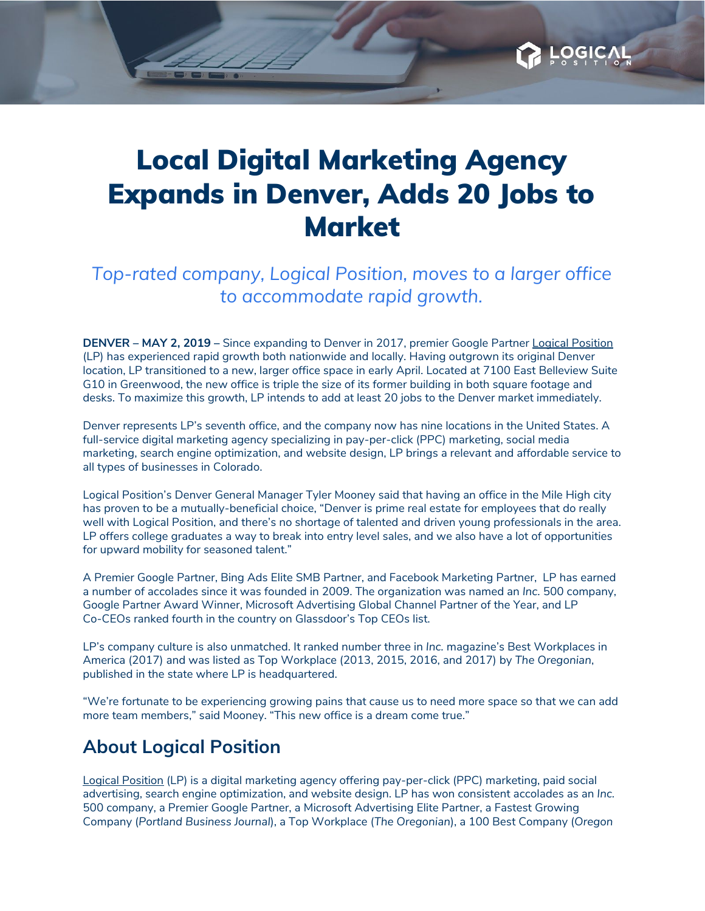# Local Digital Marketing Agency Expands in Denver, Adds 20 Jobs to Market

*Top-rated company, Logical Position, moves to a larger office to accommodate rapid growth.*

**DENVER – MAY 2, 2019 –** Since expanding to Denver in 2017, premier Google Partner Logical Position (LP) has experienced rapid growth both nationwide and locally. Having outgrown its original Denver location, LP transitioned to a new, larger office space in early April. Located at 7100 East Belleview Suite G10 in Greenwood, the new office is triple the size of its former building in both square footage and desks. To maximize this growth, LP intends to add at least 20 jobs to the Denver market immediately.

Denver represents LP's seventh office, and the company now has nine locations in the United States. A full-service digital marketing agency specializing in pay-per-click (PPC) marketing, social media marketing, search engine optimization, and website design, LP brings a relevant and affordable service to all types of businesses in Colorado.

Logical Position's Denver General Manager Tyler Mooney said that having an office in the Mile High city has proven to be a mutually-beneficial choice, "Denver is prime real estate for employees that do really well with Logical Position, and there's no shortage of talented and driven young professionals in the area. LP offers college graduates a way to break into entry level sales, and we also have a lot of opportunities for upward mobility for seasoned talent."

A Premier Google Partner, Bing Ads Elite SMB Partner, and Facebook Marketing Partner, LP has earned a number of accolades since it was founded in 2009. The organization was named an *Inc.* 500 company, Google Partner Award Winner, Microsoft Advertising Global Channel Partner of the Year, and LP Co-CEOs ranked fourth in the country on Glassdoor's Top CEOs list.

LP's company culture is also unmatched. It ranked number three in *Inc.* magazine's Best Workplaces in America (2017) and was listed as Top Workplace (2013, 2015, 2016, and 2017) by *The Oregonian*, published in the state where LP is headquartered.

"We're fortunate to be experiencing growing pains that cause us to need more space so that we can add more team members," said Mooney. "This new office is a dream come true."

## About Logical Position

Logical Position (LP) is a digital marketing agency offering pay-per-click (PPC) marketing, paid social advertising, search engine optimization, and website design. LP has won consistent accolades as an *Inc.* 500 company, a Premier Google Partner, a Microsoft Advertising Elite Partner, a Fastest Growing Company (*Portland Business Journal*), a Top Workplace (*The Oregonian*), a 100 Best Company (*Oregon*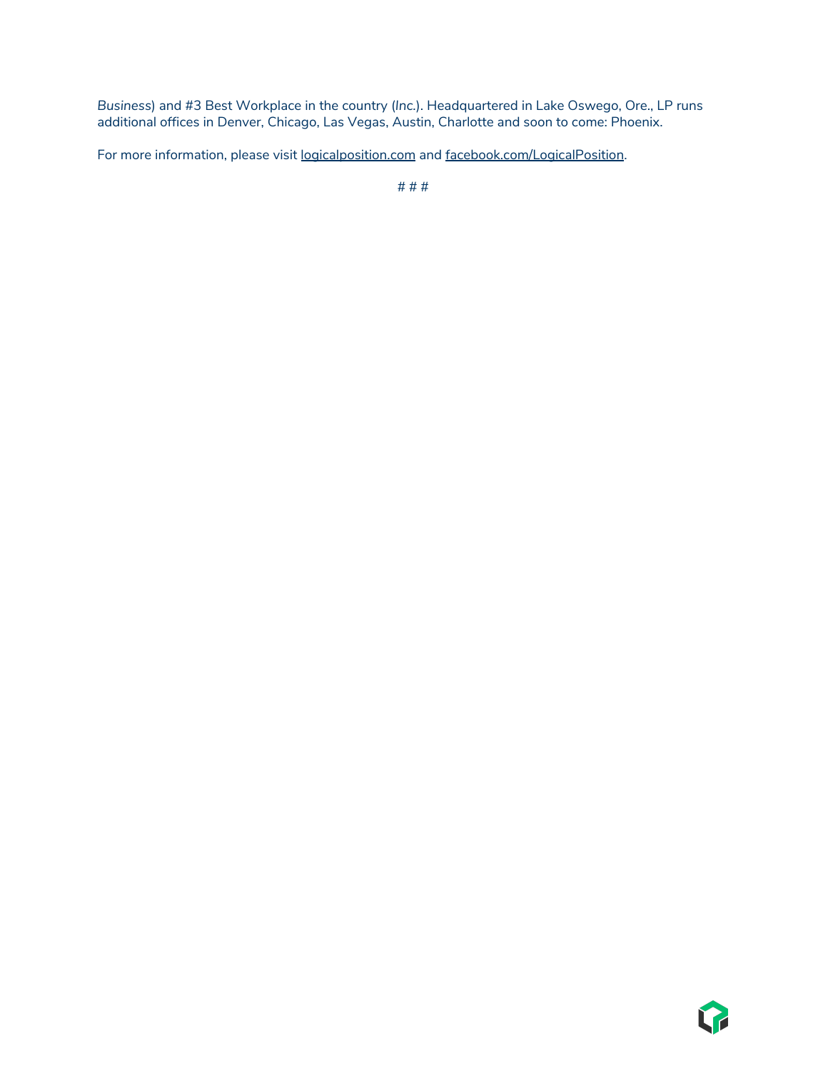*Business*) and #3 Best Workplace in the country (*Inc.*). Headquartered in Lake Oswego, Ore., LP runs additional offices in Denver, Chicago, Las Vegas, Austin, Charlotte and soon to come: Phoenix.

For more information, please visit logicalposition.com and facebook.com/LogicalPosition.

# # #